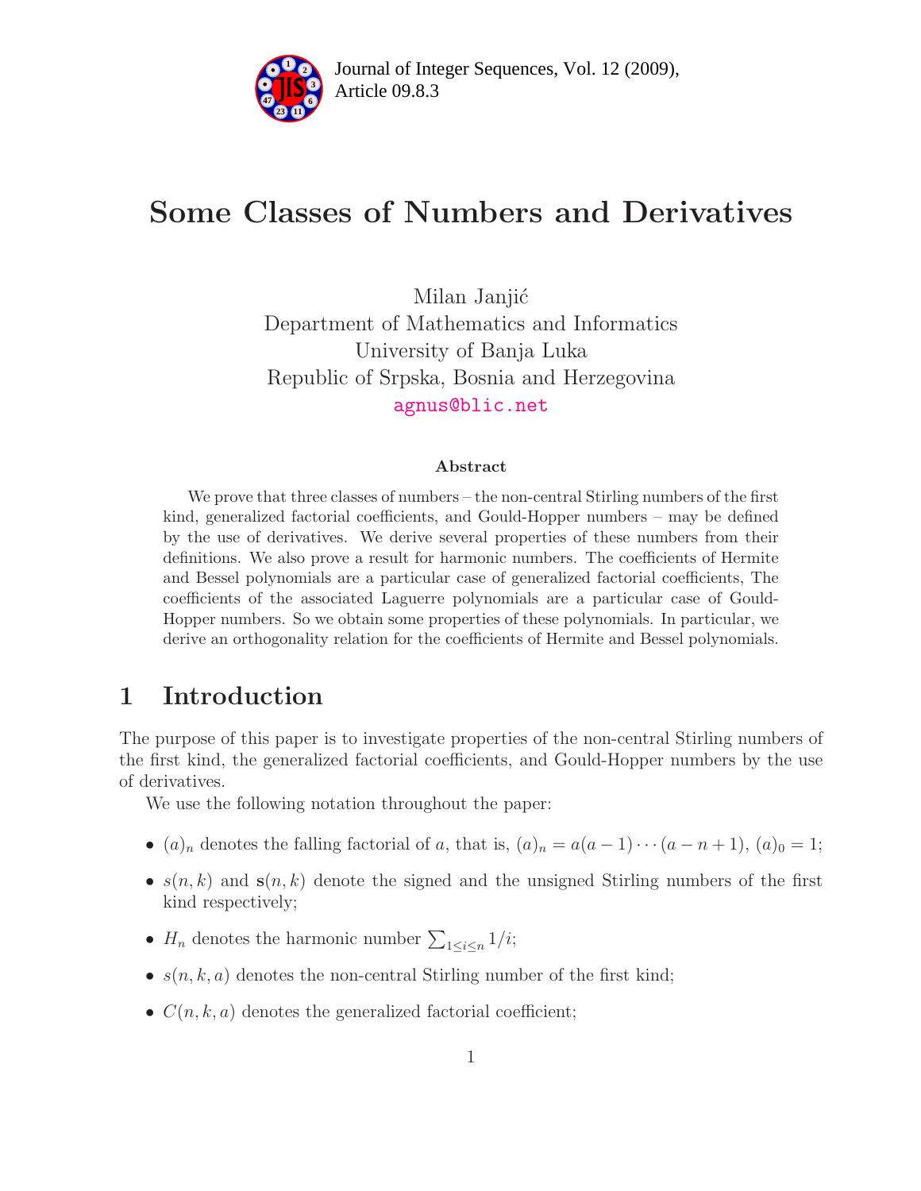# Some Classes of Numbers and Derivatives

Milan Janjić
Department of Mathematics and Informatics
University of Banja Luka
Republic of Srpska, Bosnia and Herzegovina
agnus@blic.net

### Abstract

We prove that three classes of numbers – the non-central Stirling numbers of the first kind, generalized factorial coefficients, and Gould-Hopper numbers – may be defined by the use of derivatives. We derive several properties of these numbers from their definitions. We also prove a result for harmonic numbers. The coefficients of Hermite and Bessel polynomials are a particular case of generalized factorial coefficients, The coefficients of the associated Laguerre polynomials are a particular case of Gould-Hopper numbers. So we obtain some properties of these polynomials. In particular, we derive an orthogonality relation for the coefficients of Hermite and Bessel polynomials.

## 1 Introduction

The purpose of this paper is to investigate properties of the non-central Stirling numbers of the first kind, the generalized factorial coefficients, and Gould-Hopper numbers by the use of derivatives.

We use the following notation throughout the paper:

- $(a)_n$ denotes the falling factorial of $a$, that is, $(a)_n = a(a-1)\cdots(a-n+1)$, $(a)_0 = 1$;
- $s(n,k)$ and $\mathbf{s}(n,k)$ denote the signed and the unsigned Stirling numbers of the first kind respectively;
- $H_n$ denotes the harmonic number $\sum_{1\leq i\leq n} 1/i$;
- $s(n,k,a)$ denotes the non-central Stirling number of the first kind;
- $C(n,k,a)$ denotes the generalized factorial coefficient;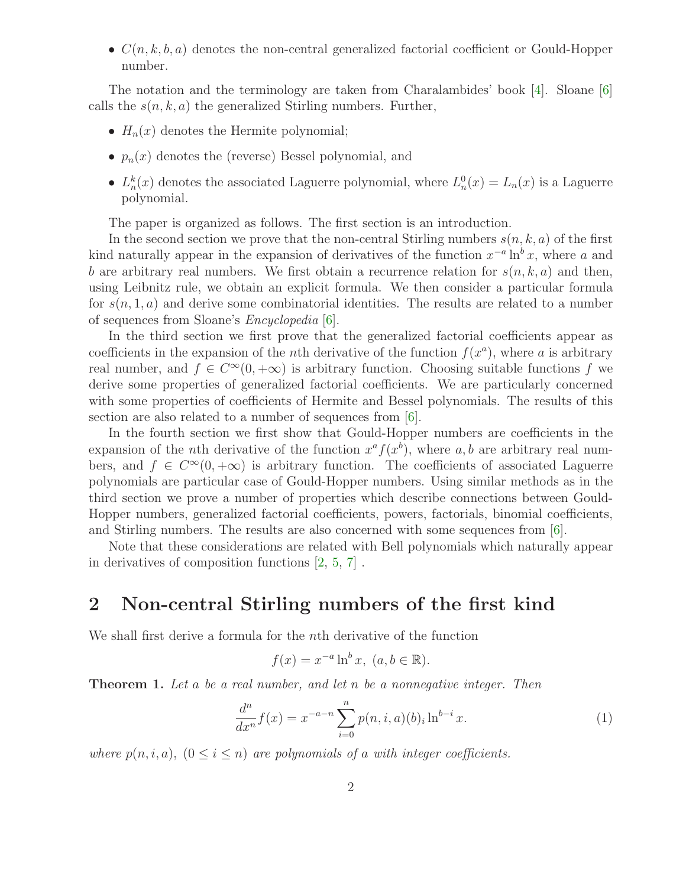- $C(n, k, b, a)$ denotes the non-central generalized factorial coefficient or Gould-Hopper number.

The notation and the terminology are taken from Charalambides' book [4]. Sloane [6] calls the $s(n, k, a)$ the generalized Stirling numbers. Further,

- $H_n(x)$ denotes the Hermite polynomial;
- $p_n(x)$ denotes the (reverse) Bessel polynomial, and
- $L_n^k(x)$ denotes the associated Laguerre polynomial, where $L_n^0(x) = L_n(x)$ is a Laguerre polynomial.

The paper is organized as follows. The first section is an introduction.

In the second section we prove that the non-central Stirling numbers $s(n, k, a)$ of the first kind naturally appear in the expansion of derivatives of the function $x^{-a} \ln^b x$, where $a$ and $b$ are arbitrary real numbers. We first obtain a recurrence relation for $s(n, k, a)$ and then, using Leibnitz rule, we obtain an explicit formula. We then consider a particular formula for $s(n, 1, a)$ and derive some combinatorial identities. The results are related to a number of sequences from Sloane's *Encyclopedia* [6].

In the third section we first prove that the generalized factorial coefficients appear as coefficients in the expansion of the $n$th derivative of the function $f(x^a)$, where $a$ is arbitrary real number, and $f \in C^\infty(0, +\infty)$ is arbitrary function. Choosing suitable functions $f$ we derive some properties of generalized factorial coefficients. We are particularly concerned with some properties of coefficients of Hermite and Bessel polynomials. The results of this section are also related to a number of sequences from [6].

In the fourth section we first show that Gould-Hopper numbers are coefficients in the expansion of the $n$th derivative of the function $x^a f(x^b)$, where $a, b$ are arbitrary real numbers, and $f \in C^\infty(0, +\infty)$ is arbitrary function. The coefficients of associated Laguerre polynomials are particular case of Gould-Hopper numbers. Using similar methods as in the third section we prove a number of properties which describe connections between Gould-Hopper numbers, generalized factorial coefficients, powers, factorials, binomial coefficients, and Stirling numbers. The results are also concerned with some sequences from [6].

Note that these considerations are related with Bell polynomials which naturally appear in derivatives of composition functions [2, 5, 7] .

## 2 Non-central Stirling numbers of the first kind

We shall first derive a formula for the $n$th derivative of the function

$$f(x) = x^{-a} \ln^b x, \ (a, b \in \mathbb{R}).$$

**Theorem 1.** *Let $a$ be a real number, and let $n$ be a nonnegative integer. Then*

$$\frac{d^n}{dx^n} f(x) = x^{-a-n} \sum_{i=0}^{n} p(n, i, a)(b)_i \ln^{b-i} x. \tag{1}$$

*where $p(n, i, a)$, $(0 \leq i \leq n)$ are polynomials of $a$ with integer coefficients.*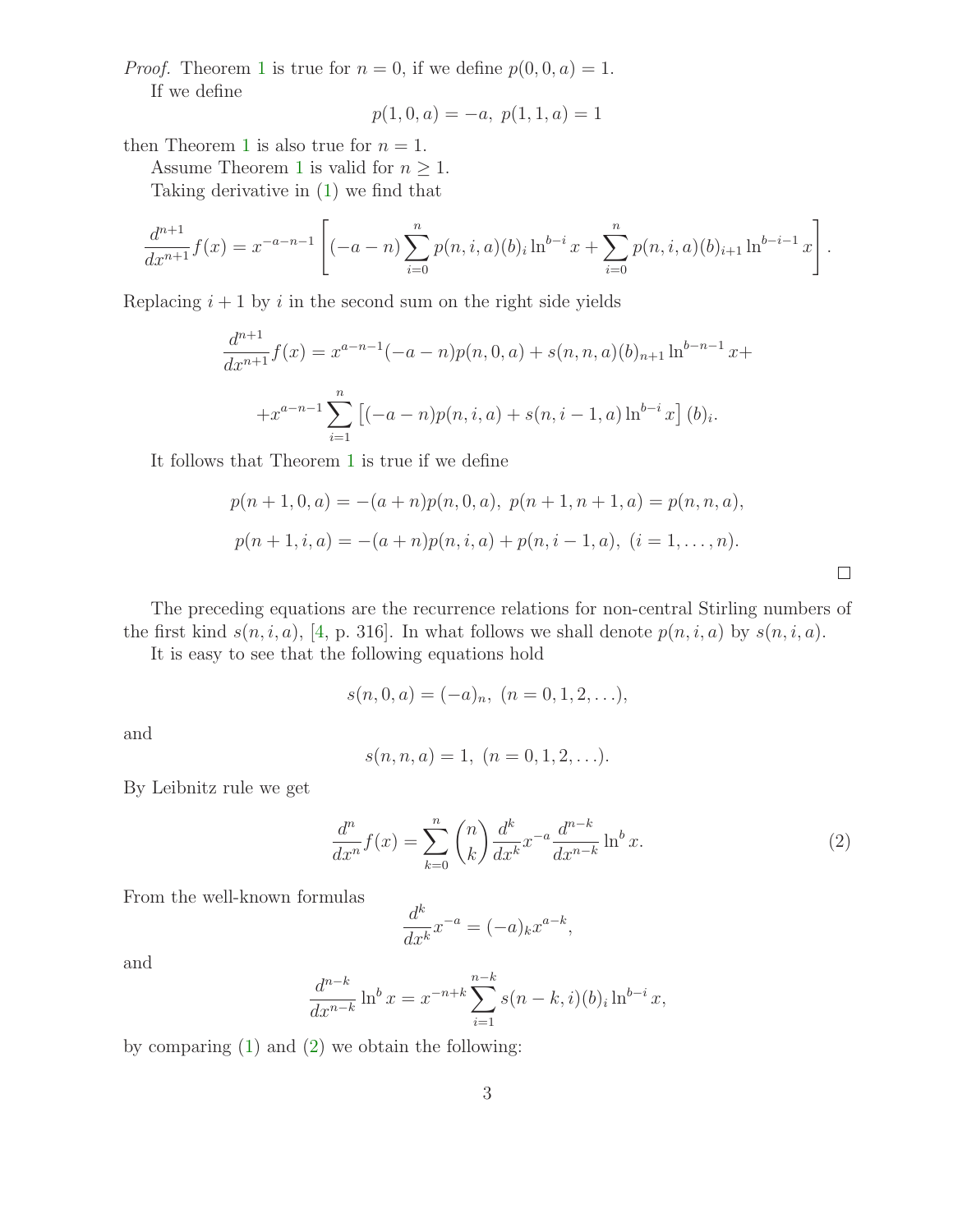*Proof.* Theorem 1 is true for $n=0$, if we define $p(0,0,a)=1$.

If we define

$$p(1,0,a)=-a,\ p(1,1,a)=1$$

then Theorem 1 is also true for $n=1$.

Assume Theorem 1 is valid for $n \geq 1$.

Taking derivative in (1) we find that

$$\frac{d^{n+1}}{dx^{n+1}}f(x)=x^{-a-n-1}\left[(-a-n)\sum_{i=0}^{n}p(n,i,a)(b)_i\ln^{b-i}x+\sum_{i=0}^{n}p(n,i,a)(b)_{i+1}\ln^{b-i-1}x\right].$$

Replacing $i+1$ by $i$ in the second sum on the right side yields

$$\frac{d^{n+1}}{dx^{n+1}}f(x)=x^{a-n-1}(-a-n)p(n,0,a)+s(n,n,a)(b)_{n+1}\ln^{b-n-1}x+$$

$$+x^{a-n-1}\sum_{i=1}^{n}\left[(-a-n)p(n,i,a)+s(n,i-1,a)\ln^{b-i}x\right](b)_i.$$

It follows that Theorem 1 is true if we define

$$p(n+1,0,a)=-(a+n)p(n,0,a),\ p(n+1,n+1,a)=p(n,n,a),$$

$$p(n+1,i,a)=-(a+n)p(n,i,a)+p(n,i-1,a),\ (i=1,\ldots,n).$$

□

The preceding equations are the recurrence relations for non-central Stirling numbers of the first kind $s(n,i,a)$, [4, p. 316]. In what follows we shall denote $p(n,i,a)$ by $s(n,i,a)$.

It is easy to see that the following equations hold

$$s(n,0,a)=(-a)_n,\ (n=0,1,2,\ldots),$$

and

$$s(n,n,a)=1,\ (n=0,1,2,\ldots).$$

By Leibnitz rule we get

$$\frac{d^n}{dx^n}f(x)=\sum_{k=0}^{n}\binom{n}{k}\frac{d^k}{dx^k}x^{-a}\frac{d^{n-k}}{dx^{n-k}}\ln^b x. \tag{2}$$

From the well-known formulas

$$\frac{d^k}{dx^k}x^{-a}=(-a)_k x^{a-k},$$

and

$$\frac{d^{n-k}}{dx^{n-k}}\ln^b x=x^{-n+k}\sum_{i=1}^{n-k}s(n-k,i)(b)_i\ln^{b-i}x,$$

by comparing (1) and (2) we obtain the following: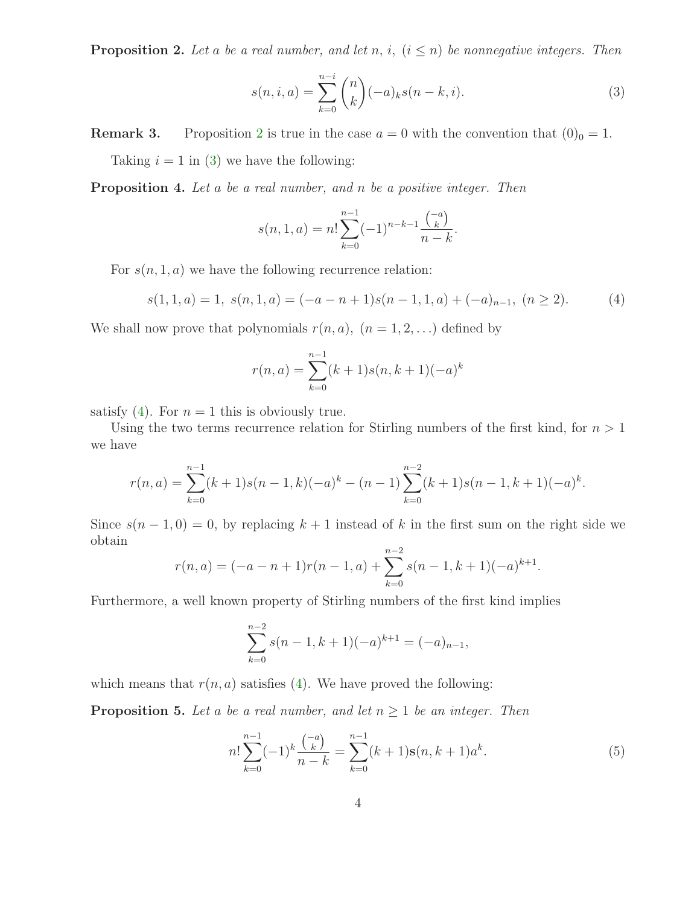**Proposition 2.** *Let $a$ be a real number, and let $n$, $i$, $(i \le n)$ be nonnegative integers. Then*

$$s(n,i,a) = \sum_{k=0}^{n-i} \binom{n}{k} (-a)_k s(n-k,i). \tag{3}$$

**Remark 3.** Proposition 2 is true in the case $a = 0$ with the convention that $(0)_0 = 1$.

Taking $i = 1$ in (3) we have the following:

**Proposition 4.** *Let $a$ be a real number, and $n$ be a positive integer. Then*

$$s(n,1,a) = n! \sum_{k=0}^{n-1} (-1)^{n-k-1} \frac{\binom{-a}{k}}{n-k}.$$

For $s(n,1,a)$ we have the following recurrence relation:

$$s(1,1,a) = 1,\ s(n,1,a) = (-a-n+1)s(n-1,1,a) + (-a)_{n-1},\ (n \ge 2). \tag{4}$$

We shall now prove that polynomials $r(n,a)$, $(n = 1, 2, \ldots)$ defined by

$$r(n,a) = \sum_{k=0}^{n-1} (k+1) s(n,k+1)(-a)^k$$

satisfy (4). For $n = 1$ this is obviously true.

Using the two terms recurrence relation for Stirling numbers of the first kind, for $n > 1$ we have

$$r(n,a) = \sum_{k=0}^{n-1} (k+1) s(n-1,k)(-a)^k - (n-1) \sum_{k=0}^{n-2} (k+1) s(n-1,k+1)(-a)^k.$$

Since $s(n-1,0) = 0$, by replacing $k+1$ instead of $k$ in the first sum on the right side we obtain

$$r(n,a) = (-a-n+1) r(n-1,a) + \sum_{k=0}^{n-2} s(n-1,k+1)(-a)^{k+1}.$$

Furthermore, a well known property of Stirling numbers of the first kind implies

$$\sum_{k=0}^{n-2} s(n-1,k+1)(-a)^{k+1} = (-a)_{n-1},$$

which means that $r(n,a)$ satisfies (4). We have proved the following:

**Proposition 5.** *Let $a$ be a real number, and let $n \ge 1$ be an integer. Then*

$$n! \sum_{k=0}^{n-1} (-1)^k \frac{\binom{-a}{k}}{n-k} = \sum_{k=0}^{n-1} (k+1) \mathbf{s}(n,k+1) a^k. \tag{5}$$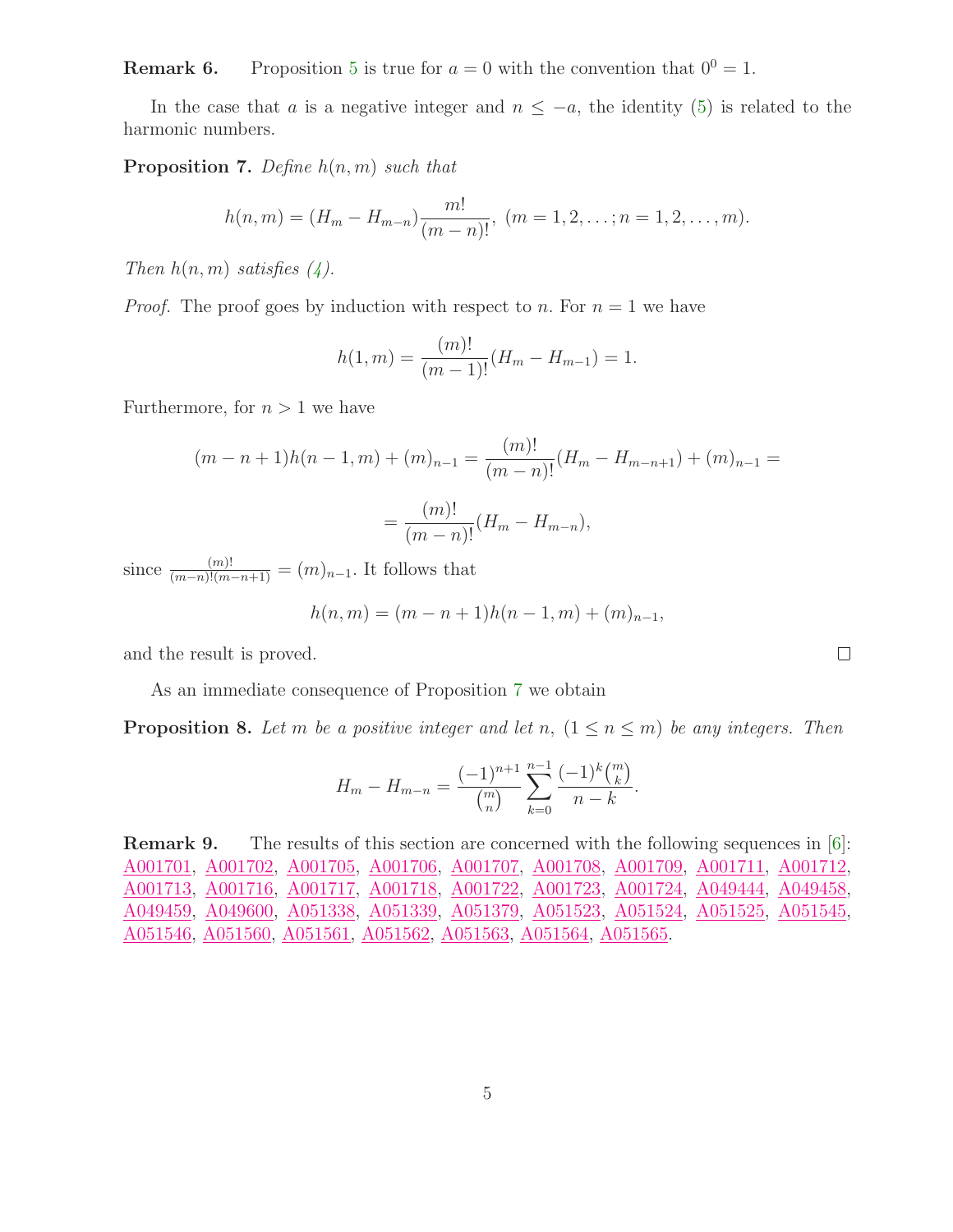**Remark 6.** Proposition 5 is true for $a = 0$ with the convention that $0^0 = 1$.

In the case that $a$ is a negative integer and $n \le -a$, the identity (5) is related to the harmonic numbers.

**Proposition 7.** *Define $h(n, m)$ such that*

$$h(n, m) = (H_m - H_{m-n})\frac{m!}{(m-n)!},\ (m = 1, 2, \dots; n = 1, 2, \dots, m).$$

*Then $h(n, m)$ satisfies (4).*

*Proof.* The proof goes by induction with respect to $n$. For $n = 1$ we have

$$h(1, m) = \frac{(m)!}{(m-1)!}(H_m - H_{m-1}) = 1.$$

Furthermore, for $n > 1$ we have

$$(m-n+1)h(n-1, m) + (m)_{n-1} = \frac{(m)!}{(m-n)!}(H_m - H_{m-n+1}) + (m)_{n-1} =$$

$$= \frac{(m)!}{(m-n)!}(H_m - H_{m-n}),$$

since $\frac{(m)!}{(m-n)!(m-n+1)} = (m)_{n-1}$. It follows that

$$h(n, m) = (m-n+1)h(n-1, m) + (m)_{n-1},$$

and the result is proved. □

As an immediate consequence of Proposition 7 we obtain

**Proposition 8.** *Let $m$ be a positive integer and let $n$, $(1 \le n \le m)$ be any integers. Then*

$$H_m - H_{m-n} = \frac{(-1)^{n+1}}{\binom{m}{n}} \sum_{k=0}^{n-1} \frac{(-1)^k \binom{m}{k}}{n-k}.$$

**Remark 9.** The results of this section are concerned with the following sequences in [6]: A001701, A001702, A001705, A001706, A001707, A001708, A001709, A001711, A001712, A001713, A001716, A001717, A001718, A001722, A001723, A001724, A049444, A049458, A049459, A049600, A051338, A051339, A051379, A051523, A051524, A051525, A051545, A051546, A051560, A051561, A051562, A051563, A051564, A051565.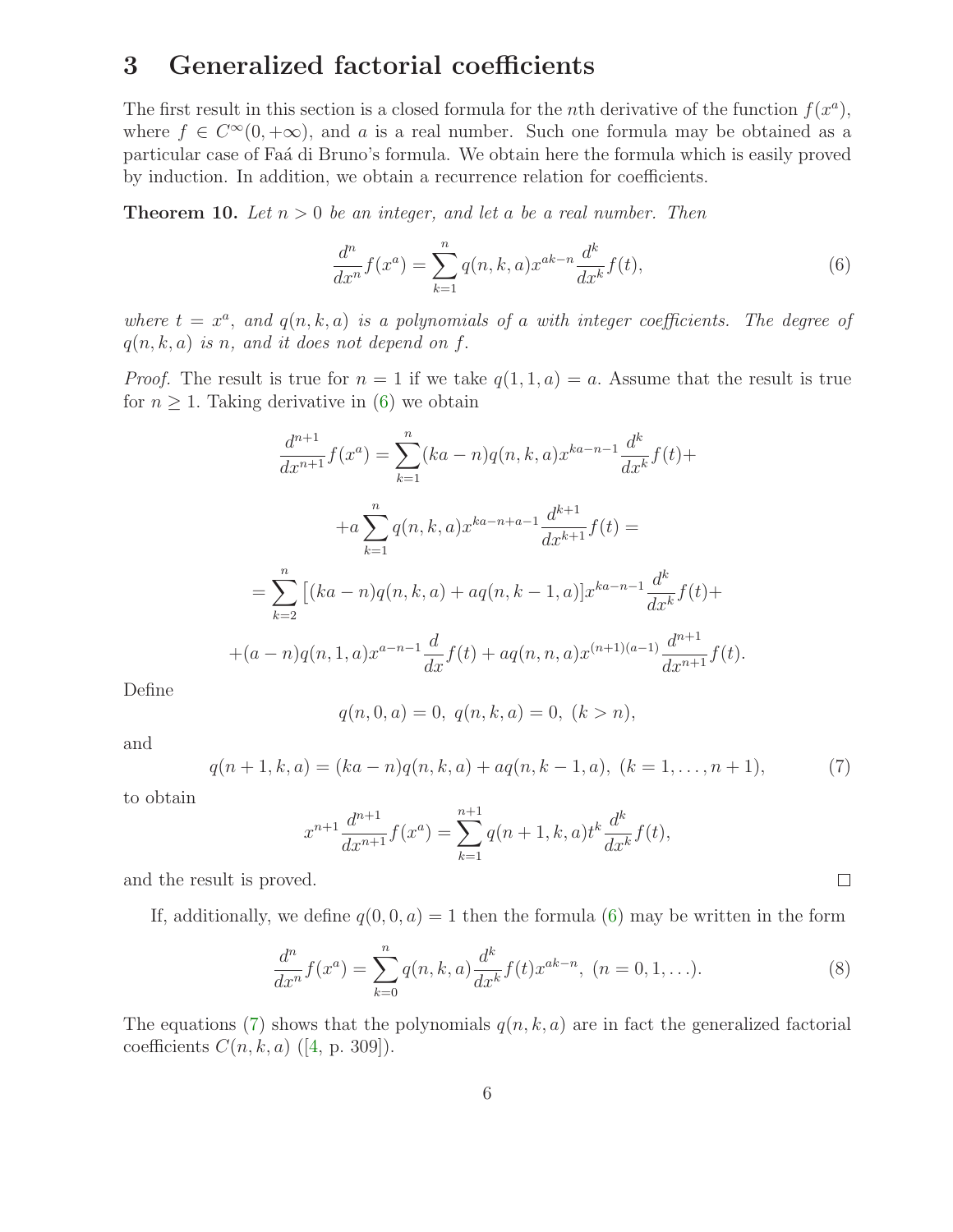## 3 Generalized factorial coefficients

The first result in this section is a closed formula for the $n$th derivative of the function $f(x^a)$, where $f \in C^\infty(0, +\infty)$, and $a$ is a real number. Such one formula may be obtained as a particular case of Faá di Bruno's formula. We obtain here the formula which is easily proved by induction. In addition, we obtain a recurrence relation for coefficients.

**Theorem 10.** *Let $n > 0$ be an integer, and let $a$ be a real number. Then*

$$\frac{d^n}{dx^n} f(x^a) = \sum_{k=1}^{n} q(n,k,a) x^{ak-n} \frac{d^k}{dx^k} f(t), \tag{6}$$

*where $t = x^a$, and $q(n,k,a)$ is a polynomials of $a$ with integer coefficients. The degree of $q(n,k,a)$ is $n$, and it does not depend on $f$.*

*Proof.* The result is true for $n = 1$ if we take $q(1,1,a) = a$. Assume that the result is true for $n \geq 1$. Taking derivative in (6) we obtain

$$\frac{d^{n+1}}{dx^{n+1}} f(x^a) = \sum_{k=1}^{n} (ka - n) q(n,k,a) x^{ka-n-1} \frac{d^k}{dx^k} f(t) +$$

$$+ a \sum_{k=1}^{n} q(n,k,a) x^{ka-n+a-1} \frac{d^{k+1}}{dx^{k+1}} f(t) =$$

$$= \sum_{k=2}^{n} \left[ (ka - n) q(n,k,a) + a q(n,k-1,a) \right] x^{ka-n-1} \frac{d^k}{dx^k} f(t) +$$

$$+ (a - n) q(n,1,a) x^{a-n-1} \frac{d}{dx} f(t) + a q(n,n,a) x^{(n+1)(a-1)} \frac{d^{n+1}}{dx^{n+1}} f(t).$$

Define

$$q(n,0,a) = 0, \; q(n,k,a) = 0, \; (k > n),$$

and

$$q(n+1,k,a) = (ka - n) q(n,k,a) + a q(n,k-1,a), \; (k = 1, \ldots, n+1), \tag{7}$$

to obtain

$$x^{n+1} \frac{d^{n+1}}{dx^{n+1}} f(x^a) = \sum_{k=1}^{n+1} q(n+1,k,a) t^k \frac{d^k}{dx^k} f(t),$$

and the result is proved. □

If, additionally, we define $q(0,0,a) = 1$ then the formula (6) may be written in the form

$$\frac{d^n}{dx^n} f(x^a) = \sum_{k=0}^{n} q(n,k,a) \frac{d^k}{dx^k} f(t) x^{ak-n}, \; (n = 0, 1, \ldots). \tag{8}$$

The equations (7) shows that the polynomials $q(n,k,a)$ are in fact the generalized factorial coefficients $C(n,k,a)$ ([4, p. 309]).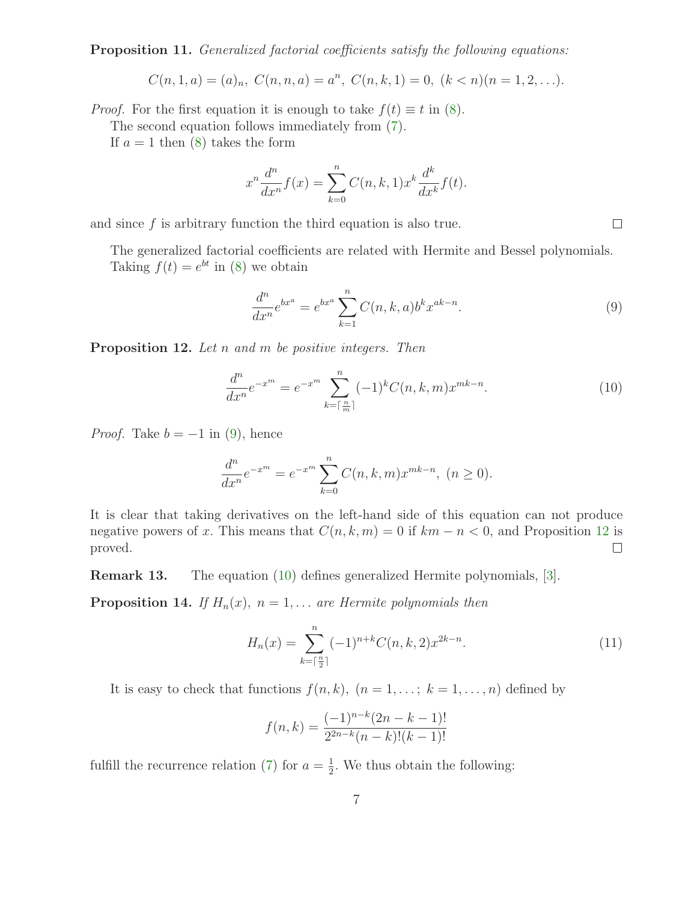**Proposition 11.** *Generalized factorial coefficients satisfy the following equations:*

$$C(n,1,a) = (a)_n,\ C(n,n,a) = a^n,\ C(n,k,1) = 0,\ (k < n)(n = 1,2,\ldots).$$

*Proof.* For the first equation it is enough to take $f(t) \equiv t$ in (8).

The second equation follows immediately from (7).

If $a = 1$ then (8) takes the form

$$x^n \frac{d^n}{dx^n} f(x) = \sum_{k=0}^{n} C(n,k,1) x^k \frac{d^k}{dx^k} f(t).$$

and since $f$ is arbitrary function the third equation is also true. $\square$

The generalized factorial coefficients are related with Hermite and Bessel polynomials. Taking $f(t) = e^{bt}$ in (8) we obtain

$$\frac{d^n}{dx^n} e^{bx^a} = e^{bx^a} \sum_{k=1}^{n} C(n,k,a) b^k x^{ak-n}. \tag{9}$$

**Proposition 12.** *Let $n$ and $m$ be positive integers. Then*

$$\frac{d^n}{dx^n} e^{-x^m} = e^{-x^m} \sum_{k=\lceil \frac{n}{m} \rceil}^{n} (-1)^k C(n,k,m) x^{mk-n}. \tag{10}$$

*Proof.* Take $b = -1$ in (9), hence

$$\frac{d^n}{dx^n} e^{-x^m} = e^{-x^m} \sum_{k=0}^{n} C(n,k,m) x^{mk-n},\ (n \geq 0).$$

It is clear that taking derivatives on the left-hand side of this equation can not produce negative powers of $x$. This means that $C(n,k,m) = 0$ if $km - n < 0$, and Proposition 12 is proved. $\square$

**Remark 13.** The equation (10) defines generalized Hermite polynomials, [3].

**Proposition 14.** *If $H_n(x),\ n = 1,\ldots$ are Hermite polynomials then*

$$H_n(x) = \sum_{k=\lceil \frac{n}{2} \rceil}^{n} (-1)^{n+k} C(n,k,2) x^{2k-n}. \tag{11}$$

It is easy to check that functions $f(n,k),\ (n = 1,\ldots;\ k = 1,\ldots,n)$ defined by

$$f(n,k) = \frac{(-1)^{n-k}(2n-k-1)!}{2^{2n-k}(n-k)!(k-1)!}$$

fulfill the recurrence relation (7) for $a = \frac{1}{2}$. We thus obtain the following: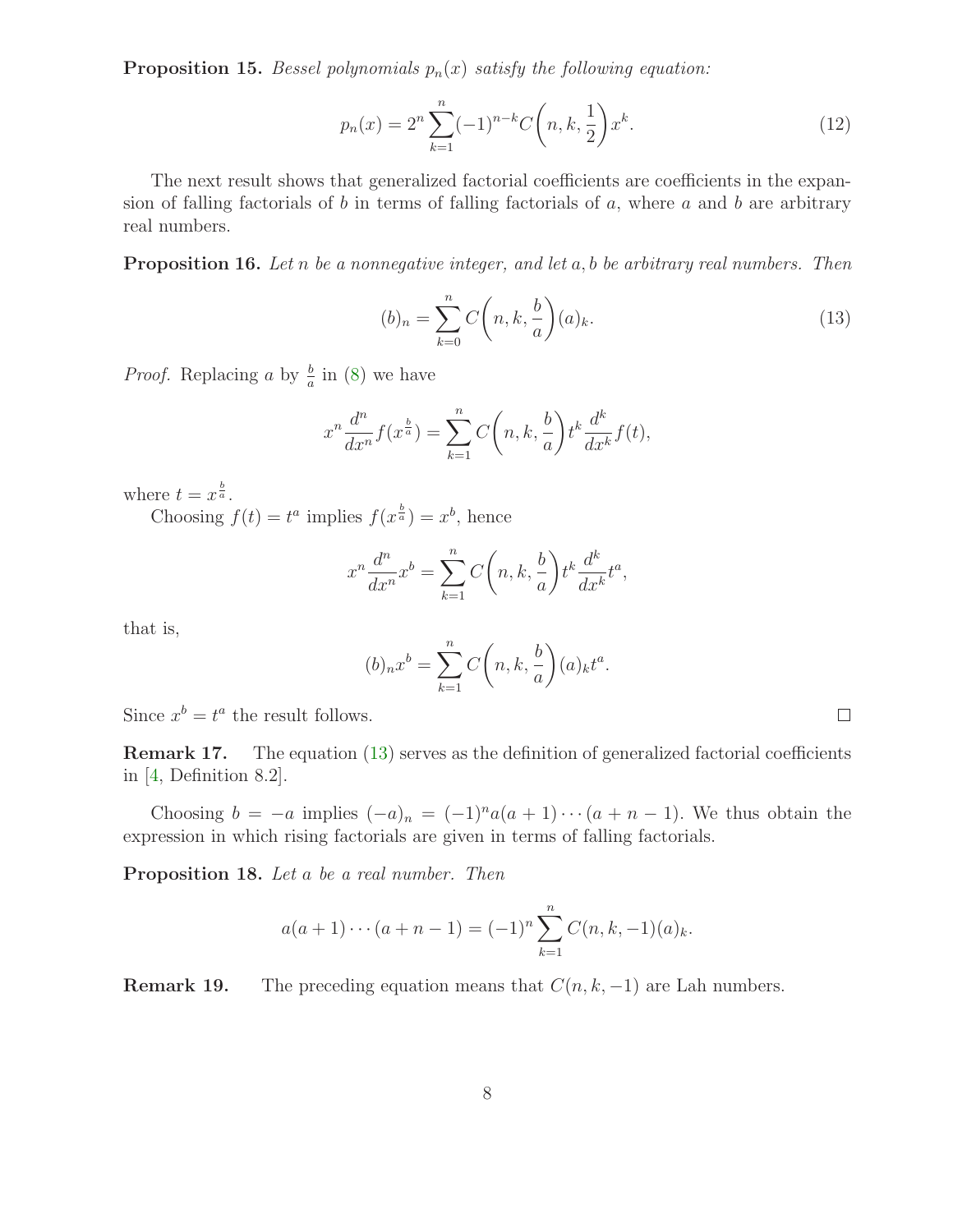**Proposition 15.** *Bessel polynomials $p_n(x)$ satisfy the following equation:*

$$p_n(x) = 2^n \sum_{k=1}^{n} (-1)^{n-k} C\bigg(n, k, \frac{1}{2}\bigg) x^k. \tag{12}$$

The next result shows that generalized factorial coefficients are coefficients in the expansion of falling factorials of $b$ in terms of falling factorials of $a$, where $a$ and $b$ are arbitrary real numbers.

**Proposition 16.** *Let $n$ be a nonnegative integer, and let $a, b$ be arbitrary real numbers. Then*

$$(b)_n = \sum_{k=0}^{n} C\bigg(n, k, \frac{b}{a}\bigg)(a)_k. \tag{13}$$

*Proof.* Replacing $a$ by $\frac{b}{a}$ in (8) we have

$$x^n \frac{d^n}{dx^n} f(x^{\frac{b}{a}}) = \sum_{k=1}^{n} C\bigg(n, k, \frac{b}{a}\bigg) t^k \frac{d^k}{dx^k} f(t),$$

where $t = x^{\frac{b}{a}}$.

Choosing $f(t) = t^a$ implies $f(x^{\frac{b}{a}}) = x^b$, hence

$$x^n \frac{d^n}{dx^n} x^b = \sum_{k=1}^{n} C\bigg(n, k, \frac{b}{a}\bigg) t^k \frac{d^k}{dx^k} t^a,$$

that is,

$$(b)_n x^b = \sum_{k=1}^{n} C\bigg(n, k, \frac{b}{a}\bigg)(a)_k t^a.$$

Since $x^b = t^a$ the result follows. $\square$

**Remark 17.** The equation (13) serves as the definition of generalized factorial coefficients in [4, Definition 8.2].

Choosing $b = -a$ implies $(-a)_n = (-1)^n a(a+1)\cdots(a+n-1)$. We thus obtain the expression in which rising factorials are given in terms of falling factorials.

**Proposition 18.** *Let $a$ be a real number. Then*

$$a(a+1)\cdots(a+n-1) = (-1)^n \sum_{k=1}^{n} C(n, k, -1)(a)_k.$$

**Remark 19.** The preceding equation means that $C(n, k, -1)$ are Lah numbers.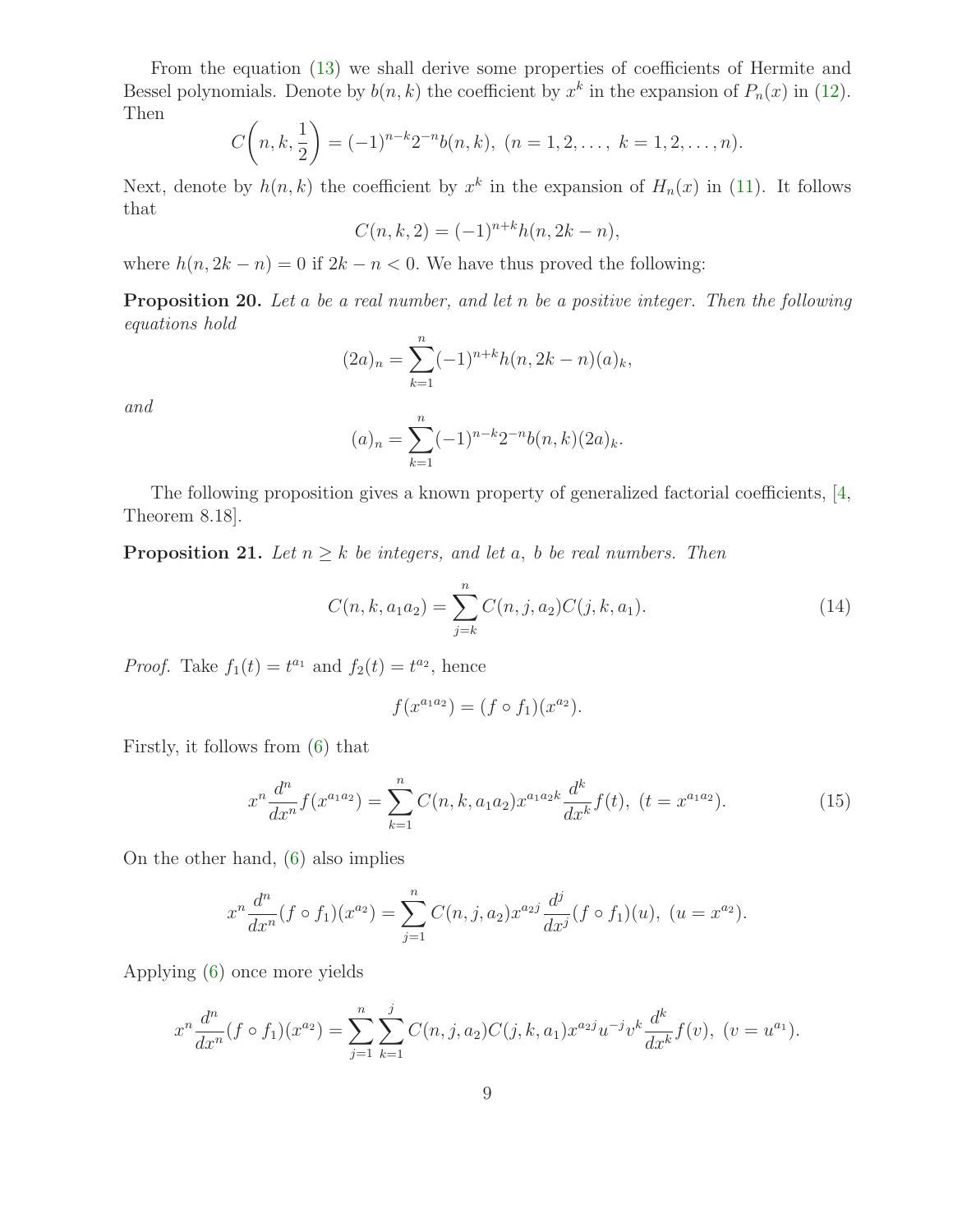From the equation (13) we shall derive some properties of coefficients of Hermite and Bessel polynomials. Denote by $b(n,k)$ the coefficient by $x^k$ in the expansion of $P_n(x)$ in (12). Then

$$C\left(n,k,\frac{1}{2}\right) = (-1)^{n-k}2^{-n}b(n,k),\ (n=1,2,\dots,\ k=1,2,\dots,n).$$

Next, denote by $h(n,k)$ the coefficient by $x^k$ in the expansion of $H_n(x)$ in (11). It follows that

$$C(n,k,2) = (-1)^{n+k}h(n,2k-n),$$

where $h(n,2k-n)=0$ if $2k-n<0$. We have thus proved the following:

**Proposition 20.** *Let $a$ be a real number, and let $n$ be a positive integer. Then the following equations hold*

$$(2a)_n = \sum_{k=1}^{n}(-1)^{n+k}h(n,2k-n)(a)_k,$$

*and*

$$(a)_n = \sum_{k=1}^{n}(-1)^{n-k}2^{-n}b(n,k)(2a)_k.$$

The following proposition gives a known property of generalized factorial coefficients, [4, Theorem 8.18].

**Proposition 21.** *Let $n\geq k$ be integers, and let $a$, $b$ be real numbers. Then*

$$C(n,k,a_1a_2) = \sum_{j=k}^{n}C(n,j,a_2)C(j,k,a_1). \tag{14}$$

*Proof.* Take $f_1(t)=t^{a_1}$ and $f_2(t)=t^{a_2}$, hence

$$f(x^{a_1a_2}) = (f\circ f_1)(x^{a_2}).$$

Firstly, it follows from (6) that

$$x^n\frac{d^n}{dx^n}f(x^{a_1a_2}) = \sum_{k=1}^{n}C(n,k,a_1a_2)x^{a_1a_2k}\frac{d^k}{dx^k}f(t),\ (t=x^{a_1a_2}). \tag{15}$$

On the other hand, (6) also implies

$$x^n\frac{d^n}{dx^n}(f\circ f_1)(x^{a_2}) = \sum_{j=1}^{n}C(n,j,a_2)x^{a_2j}\frac{d^j}{dx^j}(f\circ f_1)(u),\ (u=x^{a_2}).$$

Applying (6) once more yields

$$x^n\frac{d^n}{dx^n}(f\circ f_1)(x^{a_2}) = \sum_{j=1}^{n}\sum_{k=1}^{j}C(n,j,a_2)C(j,k,a_1)x^{a_2j}u^{-j}v^k\frac{d^k}{dx^k}f(v),\ (v=u^{a_1}).$$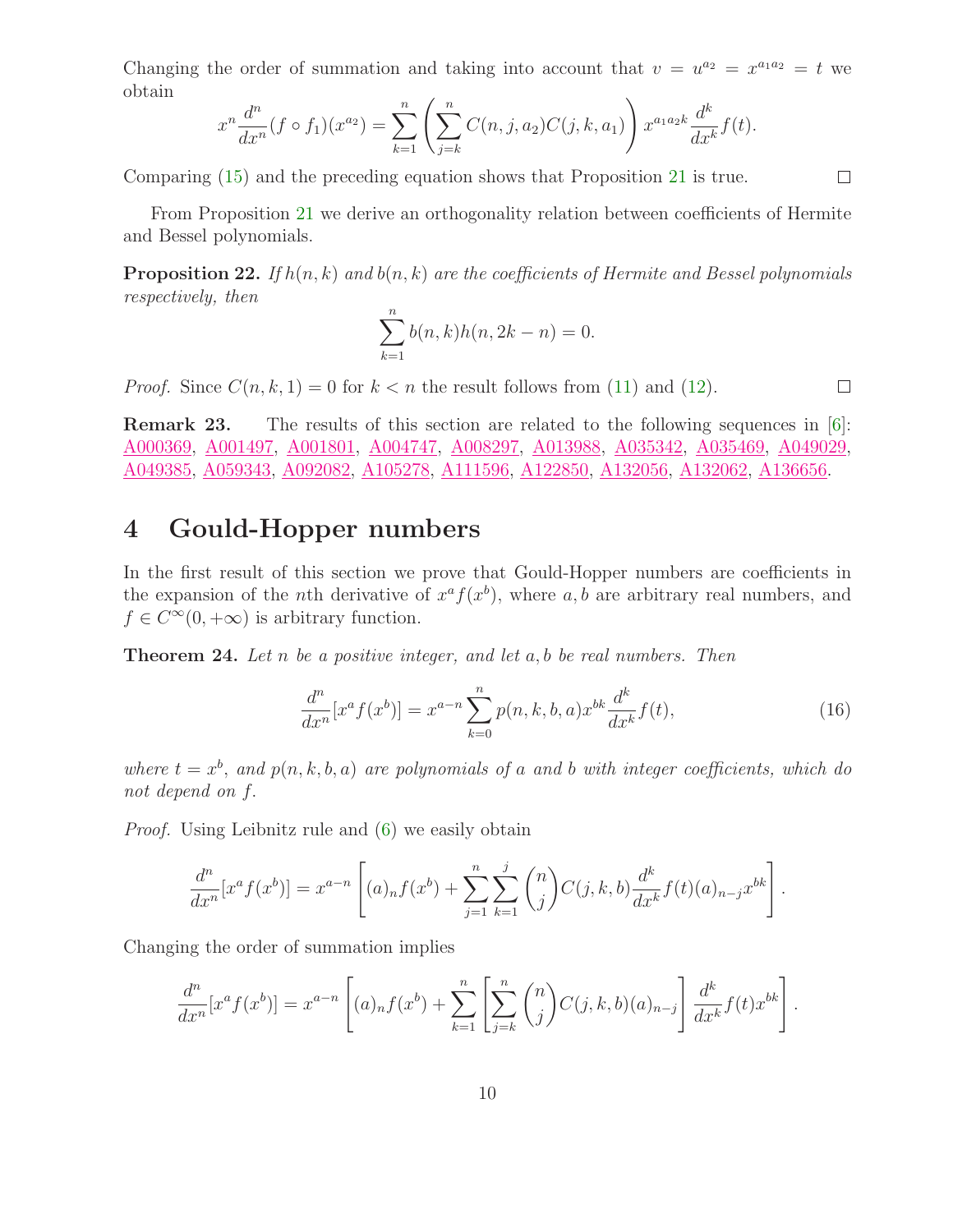Changing the order of summation and taking into account that $v = u^{a_2} = x^{a_1 a_2} = t$ we obtain

$$x^n \frac{d^n}{dx^n}(f \circ f_1)(x^{a_2}) = \sum_{k=1}^{n} \left( \sum_{j=k}^{n} C(n,j,a_2) C(j,k,a_1) \right) x^{a_1 a_2 k} \frac{d^k}{dx^k} f(t).$$

Comparing (15) and the preceding equation shows that Proposition 21 is true. ◻

From Proposition 21 we derive an orthogonality relation between coefficients of Hermite and Bessel polynomials.

**Proposition 22.** *If $h(n,k)$ and $b(n,k)$ are the coefficients of Hermite and Bessel polynomials respectively, then*

$$\sum_{k=1}^{n} b(n,k) h(n, 2k-n) = 0.$$

*Proof.* Since $C(n,k,1) = 0$ for $k < n$ the result follows from (11) and (12). ◻

**Remark 23.** The results of this section are related to the following sequences in [6]: A000369, A001497, A001801, A004747, A008297, A013988, A035342, A035469, A049029, A049385, A059343, A092082, A105278, A111596, A122850, A132056, A132062, A136656.

# 4 Gould-Hopper numbers

In the first result of this section we prove that Gould-Hopper numbers are coefficients in the expansion of the $n$th derivative of $x^a f(x^b)$, where $a, b$ are arbitrary real numbers, and $f \in C^\infty(0, +\infty)$ is arbitrary function.

**Theorem 24.** *Let $n$ be a positive integer, and let $a, b$ be real numbers. Then*

$$\frac{d^n}{dx^n}[x^a f(x^b)] = x^{a-n} \sum_{k=0}^{n} p(n,k,b,a) x^{bk} \frac{d^k}{dx^k} f(t), \tag{16}$$

*where $t = x^b$, and $p(n,k,b,a)$ are polynomials of $a$ and $b$ with integer coefficients, which do not depend on $f$.*

*Proof.* Using Leibnitz rule and (6) we easily obtain

$$\frac{d^n}{dx^n}[x^a f(x^b)] = x^{a-n} \left[ (a)_n f(x^b) + \sum_{j=1}^{n} \sum_{k=1}^{j} \binom{n}{j} C(j,k,b) \frac{d^k}{dx^k} f(t) (a)_{n-j} x^{bk} \right].$$

Changing the order of summation implies

$$\frac{d^n}{dx^n}[x^a f(x^b)] = x^{a-n} \left[ (a)_n f(x^b) + \sum_{k=1}^{n} \left[ \sum_{j=k}^{n} \binom{n}{j} C(j,k,b) (a)_{n-j} \right] \frac{d^k}{dx^k} f(t) x^{bk} \right].$$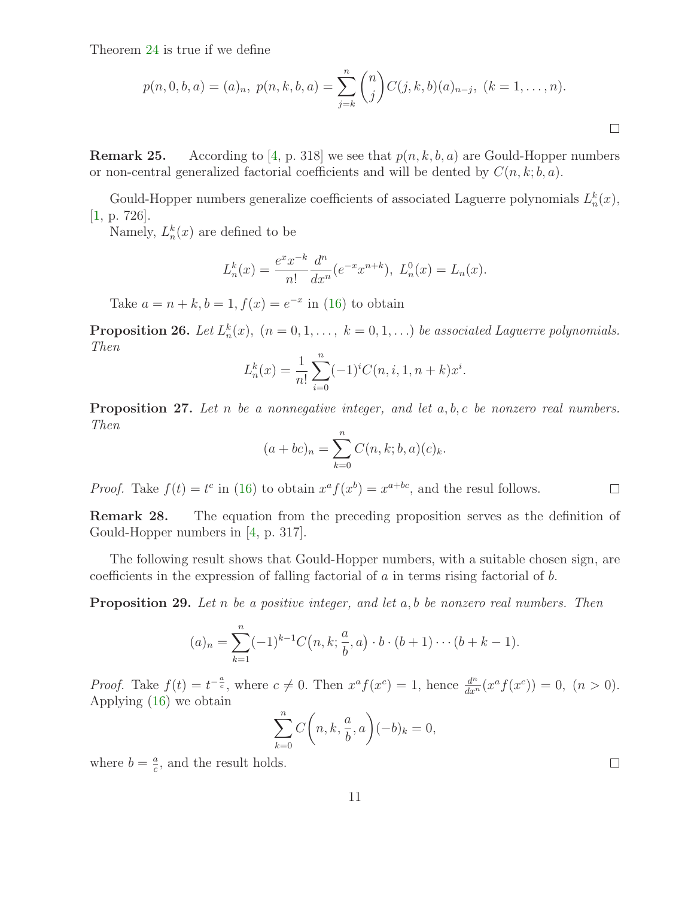Theorem 24 is true if we define

$$p(n,0,b,a)=(a)_n,\ p(n,k,b,a)=\sum_{j=k}^{n}\binom{n}{j}C(j,k,b)(a)_{n-j},\ (k=1,\dots,n).$$

□

**Remark 25.** According to [4, p. 318] we see that $p(n,k,b,a)$ are Gould-Hopper numbers or non-central generalized factorial coefficients and will be dented by $C(n,k;b,a)$.

Gould-Hopper numbers generalize coefficients of associated Laguerre polynomials $L_n^k(x)$, [1, p. 726].

Namely, $L_n^k(x)$ are defined to be

$$L_n^k(x)=\frac{e^x x^{-k}}{n!}\frac{d^n}{dx^n}(e^{-x}x^{n+k}),\ L_n^0(x)=L_n(x).$$

Take $a=n+k, b=1, f(x)=e^{-x}$ in (16) to obtain

**Proposition 26.** *Let $L_n^k(x),\ (n=0,1,\dots,\ k=0,1,\dots)$ be associated Laguerre polynomials. Then*

$$L_n^k(x)=\frac{1}{n!}\sum_{i=0}^{n}(-1)^i C(n,i,1,n+k)x^i.$$

**Proposition 27.** *Let $n$ be a nonnegative integer, and let $a,b,c$ be nonzero real numbers. Then*

$$(a+bc)_n=\sum_{k=0}^{n}C(n,k;b,a)(c)_k.$$

*Proof.* Take $f(t)=t^c$ in (16) to obtain $x^a f(x^b)=x^{a+bc}$, and the resul follows. □

**Remark 28.** The equation from the preceding proposition serves as the definition of Gould-Hopper numbers in [4, p. 317].

The following result shows that Gould-Hopper numbers, with a suitable chosen sign, are coefficients in the expression of falling factorial of $a$ in terms rising factorial of $b$.

**Proposition 29.** *Let $n$ be a positive integer, and let $a,b$ be nonzero real numbers. Then*

$$(a)_n=\sum_{k=1}^{n}(-1)^{k-1}C\big(n,k;\frac{a}{b},a\big)\cdot b\cdot(b+1)\cdots(b+k-1).$$

*Proof.* Take $f(t)=t^{-\frac{a}{c}}$, where $c\neq 0$. Then $x^a f(x^c)=1$, hence $\frac{d^n}{dx^n}(x^a f(x^c))=0,\ (n>0)$. Applying (16) we obtain

$$\sum_{k=0}^{n}C\bigg(n,k,\frac{a}{b},a\bigg)(-b)_k=0,$$

where $b=\frac{a}{c}$, and the result holds. □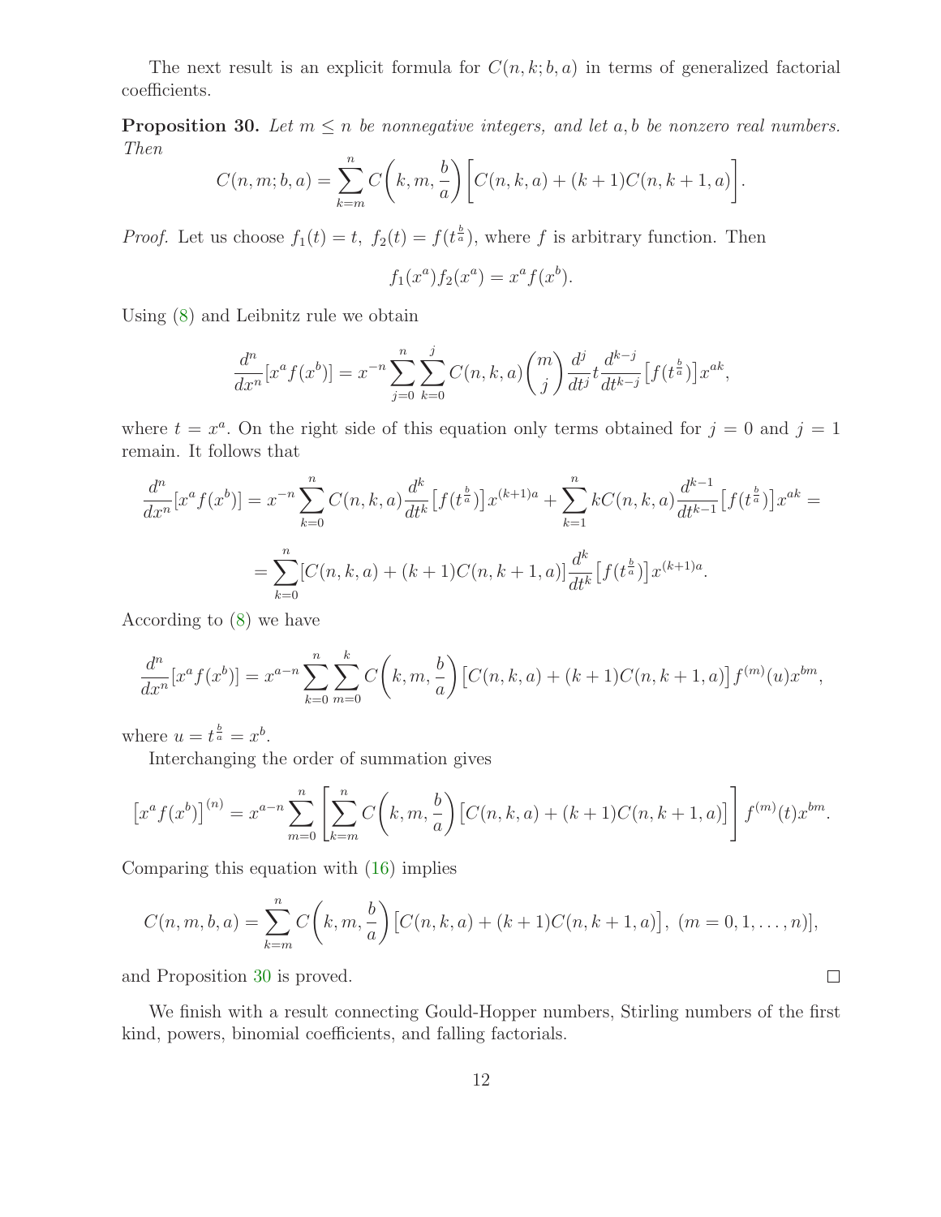The next result is an explicit formula for $C(n,k;b,a)$ in terms of generalized factorial coefficients.

**Proposition 30.** *Let $m \le n$ be nonnegative integers, and let $a, b$ be nonzero real numbers. Then*

$$C(n,m;b,a) = \sum_{k=m}^{n} C\left(k, m, \frac{b}{a}\right)\left[C(n,k,a) + (k+1)C(n,k+1,a)\right].$$

*Proof.* Let us choose $f_1(t) = t,\ f_2(t) = f(t^{\frac{b}{a}})$, where $f$ is arbitrary function. Then

$$f_1(x^a)f_2(x^a) = x^a f(x^b).$$

Using (8) and Leibnitz rule we obtain

$$\frac{d^n}{dx^n}[x^a f(x^b)] = x^{-n}\sum_{j=0}^{n}\sum_{k=0}^{j} C(n,k,a)\binom{m}{j}\frac{d^j}{dt^j}t\frac{d^{k-j}}{dt^{k-j}}\left[f(t^{\frac{b}{a}})\right]x^{ak},$$

where $t = x^a$. On the right side of this equation only terms obtained for $j = 0$ and $j = 1$ remain. It follows that

$$\frac{d^n}{dx^n}[x^a f(x^b)] = x^{-n}\sum_{k=0}^{n} C(n,k,a)\frac{d^k}{dt^k}\left[f(t^{\frac{b}{a}})\right]x^{(k+1)a} + \sum_{k=1}^{n} kC(n,k,a)\frac{d^{k-1}}{dt^{k-1}}\left[f(t^{\frac{b}{a}})\right]x^{ak} =$$

$$= \sum_{k=0}^{n}[C(n,k,a) + (k+1)C(n,k+1,a)]\frac{d^k}{dt^k}\left[f(t^{\frac{b}{a}})\right]x^{(k+1)a}.$$

According to (8) we have

$$\frac{d^n}{dx^n}[x^a f(x^b)] = x^{a-n}\sum_{k=0}^{n}\sum_{m=0}^{k} C\left(k, m, \frac{b}{a}\right)\left[C(n,k,a) + (k+1)C(n,k+1,a)\right]f^{(m)}(u)x^{bm},$$

where $u = t^{\frac{b}{a}} = x^b$.

Interchanging the order of summation gives

$$\left[x^a f(x^b)\right]^{(n)} = x^{a-n}\sum_{m=0}^{n}\left[\sum_{k=m}^{n} C\left(k, m, \frac{b}{a}\right)\left[C(n,k,a) + (k+1)C(n,k+1,a)\right]\right]f^{(m)}(t)x^{bm}.$$

Comparing this equation with (16) implies

$$C(n,m,b,a) = \sum_{k=m}^{n} C\left(k, m, \frac{b}{a}\right)\left[C(n,k,a) + (k+1)C(n,k+1,a)\right],\ (m = 0, 1, \ldots, n)],$$

and Proposition 30 is proved. □

We finish with a result connecting Gould-Hopper numbers, Stirling numbers of the first kind, powers, binomial coefficients, and falling factorials.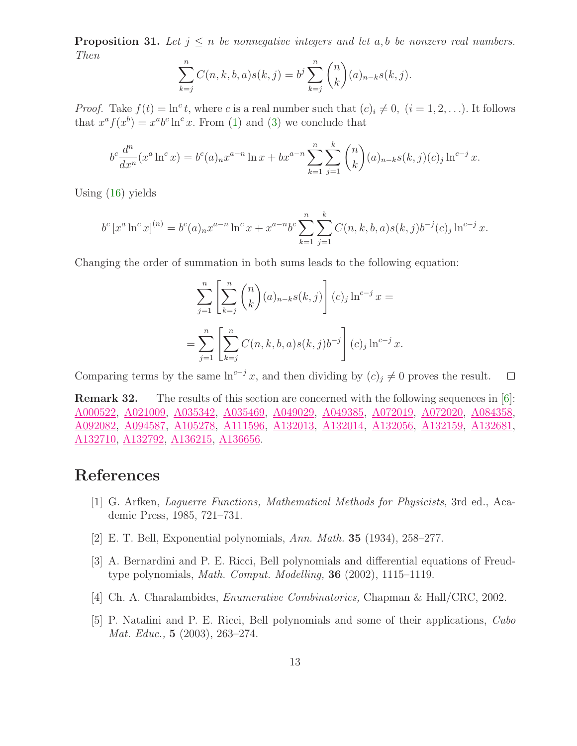**Proposition 31.** *Let $j \le n$ be nonnegative integers and let $a, b$ be nonzero real numbers. Then*

$$\sum_{k=j}^{n} C(n,k,b,a)s(k,j) = b^j \sum_{k=j}^{n} \binom{n}{k} (a)_{n-k} s(k,j).$$

*Proof.* Take $f(t) = \ln^c t$, where $c$ is a real number such that $(c)_i \neq 0,\ (i = 1, 2, \ldots)$. It follows that $x^a f(x^b) = x^a b^c \ln^c x$. From (1) and (3) we conclude that

$$b^c \frac{d^n}{dx^n}(x^a \ln^c x) = b^c (a)_n x^{a-n} \ln x + b x^{a-n} \sum_{k=1}^{n} \sum_{j=1}^{k} \binom{n}{k} (a)_{n-k} s(k,j)(c)_j \ln^{c-j} x.$$

Using (16) yields

$$b^c \left[x^a \ln^c x\right]^{(n)} = b^c (a)_n x^{a-n} \ln^c x + x^{a-n} b^c \sum_{k=1}^{n} \sum_{j=1}^{k} C(n,k,b,a) s(k,j) b^{-j} (c)_j \ln^{c-j} x.$$

Changing the order of summation in both sums leads to the following equation:

$$\sum_{j=1}^{n} \left[\sum_{k=j}^{n} \binom{n}{k} (a)_{n-k} s(k,j)\right] (c)_j \ln^{c-j} x =$$

$$= \sum_{j=1}^{n} \left[\sum_{k=j}^{n} C(n,k,b,a) s(k,j) b^{-j}\right] (c)_j \ln^{c-j} x.$$

Comparing terms by the same $\ln^{c-j} x$, and then dividing by $(c)_j \neq 0$ proves the result. $\square$

**Remark 32.** The results of this section are concerned with the following sequences in [6]: A000522, A021009, A035342, A035469, A049029, A049385, A072019, A072020, A084358, A092082, A094587, A105278, A111596, A132013, A132014, A132056, A132159, A132681, A132710, A132792, A136215, A136656.

# References

[1] G. Arfken, *Laguerre Functions, Mathematical Methods for Physicists*, 3rd ed., Academic Press, 1985, 721–731.

[2] E. T. Bell, Exponential polynomials, *Ann. Math.* **35** (1934), 258–277.

[3] A. Bernardini and P. E. Ricci, Bell polynomials and differential equations of Freud-type polynomials, *Math. Comput. Modelling,* **36** (2002), 1115–1119.

[4] Ch. A. Charalambides, *Enumerative Combinatorics,* Chapman & Hall/CRC, 2002.

[5] P. Natalini and P. E. Ricci, Bell polynomials and some of their applications, *Cubo Mat. Educ.,* **5** (2003), 263–274.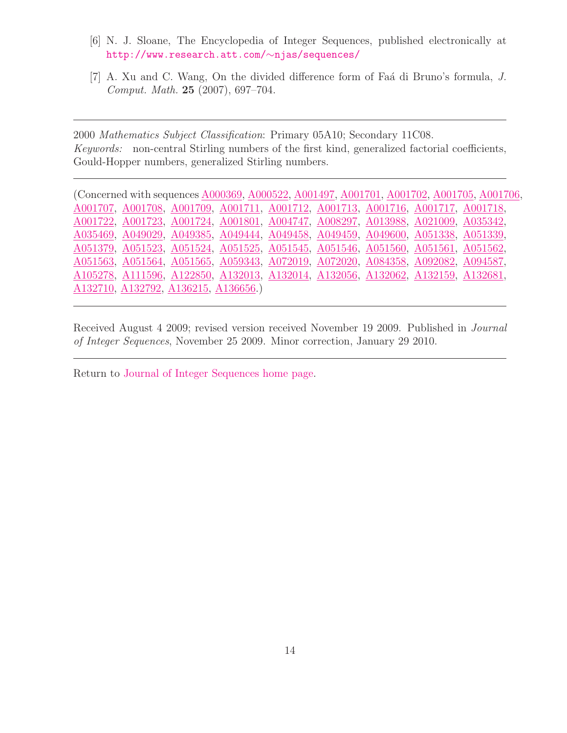[6] N. J. Sloane, The Encyclopedia of Integer Sequences, published electronically at http://www.research.att.com/~njas/sequences/

[7] A. Xu and C. Wang, On the divided difference form of Faá di Bruno's formula, *J. Comput. Math.* **25** (2007), 697–704.

---

2000 *Mathematics Subject Classification*: Primary 05A10; Secondary 11C08.
*Keywords:* non-central Stirling numbers of the first kind, generalized factorial coefficients, Gould-Hopper numbers, generalized Stirling numbers.

---

(Concerned with sequences A000369, A000522, A001497, A001701, A001702, A001705, A001706, A001707, A001708, A001709, A001711, A001712, A001713, A001716, A001717, A001718, A001722, A001723, A001724, A001801, A004747, A008297, A013988, A021009, A035342, A035469, A049029, A049385, A049444, A049458, A049459, A049600, A051338, A051339, A051379, A051523, A051524, A051525, A051545, A051546, A051560, A051561, A051562, A051563, A051564, A051565, A059343, A072019, A072020, A084358, A092082, A094587, A105278, A111596, A122850, A132013, A132014, A132056, A132062, A132159, A132681, A132710, A132792, A136215, A136656.)

---

Received August 4 2009; revised version received November 19 2009. Published in *Journal of Integer Sequences*, November 25 2009. Minor correction, January 29 2010.

---

Return to Journal of Integer Sequences home page.